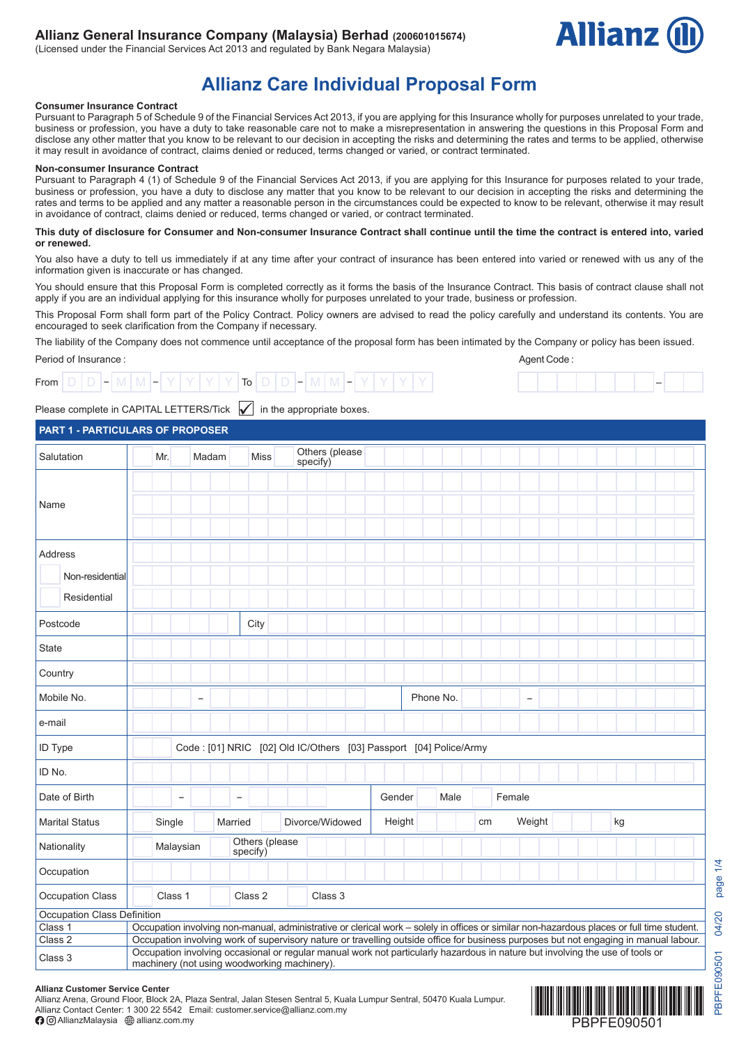**Allianz General Insurance Company (Malaysia) Berhad** (200601015674)
(Licensed under the Financial Services Act 2013 and regulated by Bank Negara Malaysia)

Allianz

# Allianz Care Individual Proposal Form

**Consumer Insurance Contract**
Pursuant to Paragraph 5 of Schedule 9 of the Financial Services Act 2013, if you are applying for this Insurance wholly for purposes unrelated to your trade, business or profession, you have a duty to take reasonable care not to make a misrepresentation in answering the questions in this Proposal Form and disclose any other matter that you know to be relevant to our decision in accepting the risks and determining the rates and terms to be applied, otherwise it may result in avoidance of contract, claims denied or reduced, terms changed or varied, or contract terminated.

**Non-consumer Insurance Contract**
Pursuant to Paragraph 4 (1) of Schedule 9 of the Financial Services Act 2013, if you are applying for this Insurance for purposes related to your trade, business or profession, you have a duty to disclose any matter that you know to be relevant to our decision in accepting the risks and determining the rates and terms to be applied and any matter a reasonable person in the circumstances could be expected to know to be relevant, otherwise it may result in avoidance of contract, claims denied or reduced, terms changed or varied, or contract terminated.

**This duty of disclosure for Consumer and Non-consumer Insurance Contract shall continue until the time the contract is entered into, varied or renewed.**

You also have a duty to tell us immediately if at any time after your contract of insurance has been entered into varied or renewed with us any of the information given is inaccurate or has changed.

You should ensure that this Proposal Form is completed correctly as it forms the basis of the Insurance Contract. This basis of contract clause shall not apply if you are an individual applying for this insurance wholly for purposes unrelated to your trade, business or profession.

This Proposal Form shall form part of the Policy Contract. Policy owners are advised to read the policy carefully and understand its contents. You are encouraged to seek clarification from the Company if necessary.

The liability of the Company does not commence until acceptance of the proposal form has been intimated by the Company or policy has been issued.

Period of Insurance :

From D D – M M – Y Y Y Y To D D – M M – Y Y Y Y

Agent Code : ________ – ____

Please complete in CAPITAL LETTERS/Tick ☑ in the appropriate boxes.

## PART 1 - PARTICULARS OF PROPOSER

| | | | |
|---|---|---|---|
| Salutation | ☐ Mr. ☐ Madam ☐ Miss ☐ Others (please specify) | | |
| Name | | | |
| Address<br>☐ Non-residential<br>☐ Residential | | | |
| Postcode | | City | |
| State | | | |
| Country | | | |
| Mobile No. | – | Phone No. | – |
| e-mail | | | |
| ID Type | Code : [01] NRIC [02] Old IC/Others [03] Passport [04] Police/Army | | |
| ID No. | | | |
| Date of Birth | – – | Gender | ☐ Male ☐ Female |
| Marital Status | ☐ Single ☐ Married ☐ Divorce/Widowed | Height | cm Weight kg |
| Nationality | ☐ Malaysian ☐ Others (please specify) | | |
| Occupation | | | |
| Occupation Class | ☐ Class 1 ☐ Class 2 ☐ Class 3 | | |

| Occupation Class Definition | |
|---|---|
| Class 1 | Occupation involving non-manual, administrative or clerical work – solely in offices or similar non-hazardous places or full time student. |
| Class 2 | Occupation involving work of supervisory nature or travelling outside office for business purposes but not engaging in manual labour. |
| Class 3 | Occupation involving occasional or regular manual work not particularly hazardous in nature but involving the use of tools or machinery (not using woodworking machinery). |

**Allianz Customer Service Center**
Allianz Arena, Ground Floor, Block 2A, Plaza Sentral, Jalan Stesen Sentral 5, Kuala Lumpur Sentral, 50470 Kuala Lumpur.
Allianz Contact Center: 1 300 22 5542 Email: customer.service@allianz.com.my
AllianzMalaysia allianz.com.my

PBPFE090501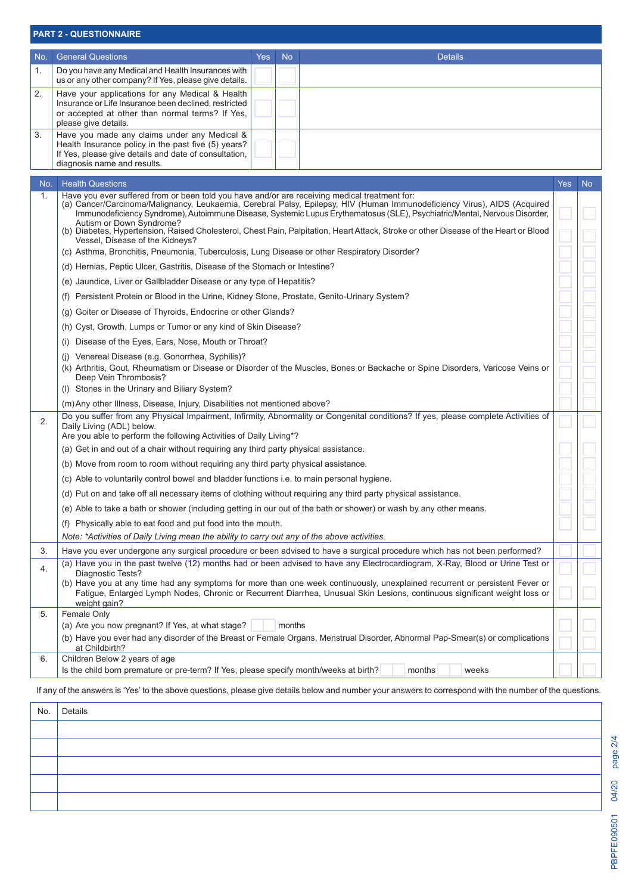## PART 2 - QUESTIONNAIRE

| No. | General Questions | Yes | No | Details |
|---|---|---|---|---|
| 1. | Do you have any Medical and Health Insurances with us or any other company? If Yes, please give details. | | | |
| 2. | Have your applications for any Medical & Health Insurance or Life Insurance been declined, restricted or accepted at other than normal terms? If Yes, please give details. | | | |
| 3. | Have you made any claims under any Medical & Health Insurance policy in the past five (5) years? If Yes, please give details and date of consultation, diagnosis name and results. | | | |

| No. | Health Questions | Yes | No |
|---|---|---|---|
| 1. | Have you ever suffered from or been told you have and/or are receiving medical treatment for: | | |
| | (a) Cancer/Carcinoma/Malignancy, Leukaemia, Cerebral Palsy, Epilepsy, HIV (Human Immunodeficiency Virus), AIDS (Acquired Immunodeficiency Syndrome), Autoimmune Disease, Systemic Lupus Erythematosus (SLE), Psychiatric/Mental, Nervous Disorder, Autism or Down Syndrome? | | |
| | (b) Diabetes, Hypertension, Raised Cholesterol, Chest Pain, Palpitation, Heart Attack, Stroke or other Disease of the Heart or Blood Vessel, Disease of the Kidneys? | | |
| | (c) Asthma, Bronchitis, Pneumonia, Tuberculosis, Lung Disease or other Respiratory Disorder? | | |
| | (d) Hernias, Peptic Ulcer, Gastritis, Disease of the Stomach or Intestine? | | |
| | (e) Jaundice, Liver or Gallbladder Disease or any type of Hepatitis? | | |
| | (f) Persistent Protein or Blood in the Urine, Kidney Stone, Prostate, Genito-Urinary System? | | |
| | (g) Goiter or Disease of Thyroids, Endocrine or other Glands? | | |
| | (h) Cyst, Growth, Lumps or Tumor or any kind of Skin Disease? | | |
| | (i) Disease of the Eyes, Ears, Nose, Mouth or Throat? | | |
| | (j) Venereal Disease (e.g. Gonorrhea, Syphilis)? | | |
| | (k) Arthritis, Gout, Rheumatism or Disease or Disorder of the Muscles, Bones or Backache or Spine Disorders, Varicose Veins or Deep Vein Thrombosis? | | |
| | (l) Stones in the Urinary and Biliary System? | | |
| | (m) Any other Illness, Disease, Injury, Disabilities not mentioned above? | | |
| 2. | Do you suffer from any Physical Impairment, Infirmity, Abnormality or Congenital conditions? If yes, please complete Activities of Daily Living (ADL) below. | | |
| | Are you able to perform the following Activities of Daily Living*? | | |
| | (a) Get in and out of a chair without requiring any third party physical assistance. | | |
| | (b) Move from room to room without requiring any third party physical assistance. | | |
| | (c) Able to voluntarily control bowel and bladder functions i.e. to main personal hygiene. | | |
| | (d) Put on and take off all necessary items of clothing without requiring any third party physical assistance. | | |
| | (e) Able to take a bath or shower (including getting in our out of the bath or shower) or wash by any other means. | | |
| | (f) Physically able to eat food and put food into the mouth. | | |
| | *Note: \*Activities of Daily Living mean the ability to carry out any of the above activities.* | | |
| 3. | Have you ever undergone any surgical procedure or been advised to have a surgical procedure which has not been performed? | | |
| 4. | (a) Have you in the past twelve (12) months had or been advised to have any Electrocardiogram, X-Ray, Blood or Urine Test or Diagnostic Tests? | | |
| | (b) Have you at any time had any symptoms for more than one week continuously, unexplained recurrent or persistent Fever or Fatigue, Enlarged Lymph Nodes, Chronic or Recurrent Diarrhea, Unusual Skin Lesions, continuous significant weight loss or weight gain? | | |
| 5. | Female Only | | |
| | (a) Are you now pregnant? If Yes, at what stage? ____ months | | |
| | (b) Have you ever had any disorder of the Breast or Female Organs, Menstrual Disorder, Abnormal Pap-Smear(s) or complications at Childbirth? | | |
| 6. | Children Below 2 years of age | | |
| | Is the child born premature or pre-term? If Yes, please specify month/weeks at birth? ____ months ____ weeks | | |

If any of the answers is 'Yes' to the above questions, please give details below and number your answers to correspond with the number of the questions.

| No. | Details |
|---|---|
| | |
| | |
| | |
| | |
| | |

PBPFE090501 04/20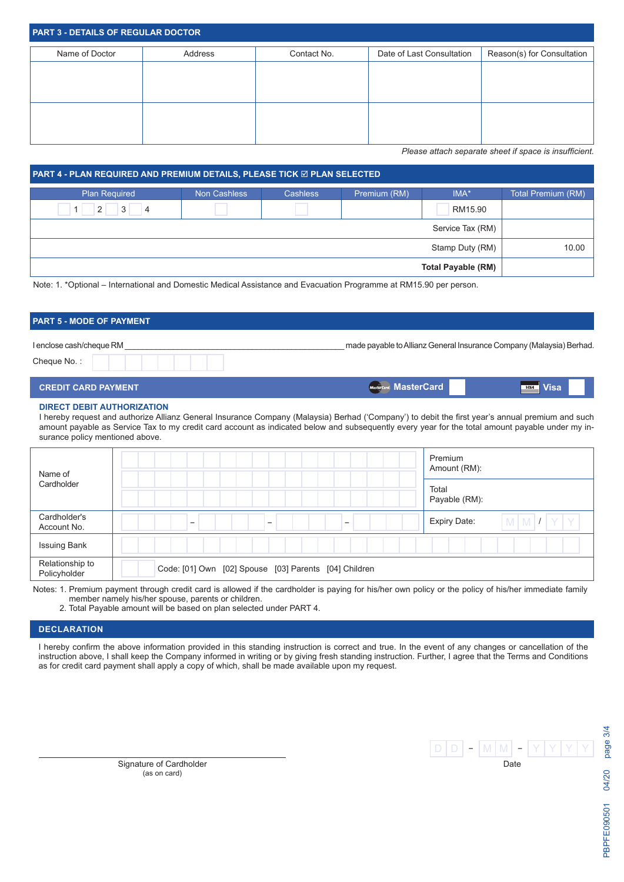## PART 3 - DETAILS OF REGULAR DOCTOR

| Name of Doctor | Address | Contact No. | Date of Last Consultation | Reason(s) for Consultation |
|---|---|---|---|---|
| | | | | |
| | | | | |

*Please attach separate sheet if space is insufficient.*

## PART 4 - PLAN REQUIRED AND PREMIUM DETAILS, PLEASE TICK ☑ PLAN SELECTED

| Plan Required | Non Cashless | Cashless | Premium (RM) | IMA* | Total Premium (RM) |
|---|---|---|---|---|---|
| ☐ 1 ☐ 2 ☐ 3 ☐ 4 | ☐ | ☐ | | ☐ RM15.90 | |
| | | | | Service Tax (RM) | |
| | | | | Stamp Duty (RM) | 10.00 |
| | | | | **Total Payable (RM)** | |

Note: 1. *Optional – International and Domestic Medical Assistance and Evacuation Programme at RM15.90 per person.

## PART 5 - MODE OF PAYMENT

I enclose cash/cheque RM ______________________________ made payable to Allianz General Insurance Company (Malaysia) Berhad.

Cheque No. :

### CREDIT CARD PAYMENT

MasterCard ☐   Visa ☐

**DIRECT DEBIT AUTHORIZATION**

I hereby request and authorize Allianz General Insurance Company (Malaysia) Berhad ('Company') to debit the first year's annual premium and such amount payable as Service Tax to my credit card account as indicated below and subsequently every year for the total amount payable under my insurance policy mentioned above.

| Name of Cardholder | | Premium Amount (RM): |
|---|---|---|
| | | Total Payable (RM): |
| Cardholder's Account No. | – – – | Expiry Date: M M / Y Y |
| Issuing Bank | | |
| Relationship to Policyholder | Code: [01] Own [02] Spouse [03] Parents [04] Children | |

Notes: 1. Premium payment through credit card is allowed if the cardholder is paying for his/her own policy or the policy of his/her immediate family member namely his/her spouse, parents or children.
2. Total Payable amount will be based on plan selected under PART 4.

## DECLARATION

I hereby confirm the above information provided in this standing instruction is correct and true. In the event of any changes or cancellation of the instruction above, I shall keep the Company informed in writing or by giving fresh standing instruction. Further, I agree that the Terms and Conditions as for credit card payment shall apply a copy of which, shall be made available upon my request.

______________________________
Signature of Cardholder
(as on card)

D D – M M – Y Y Y Y
Date

PBPFE090501 04/20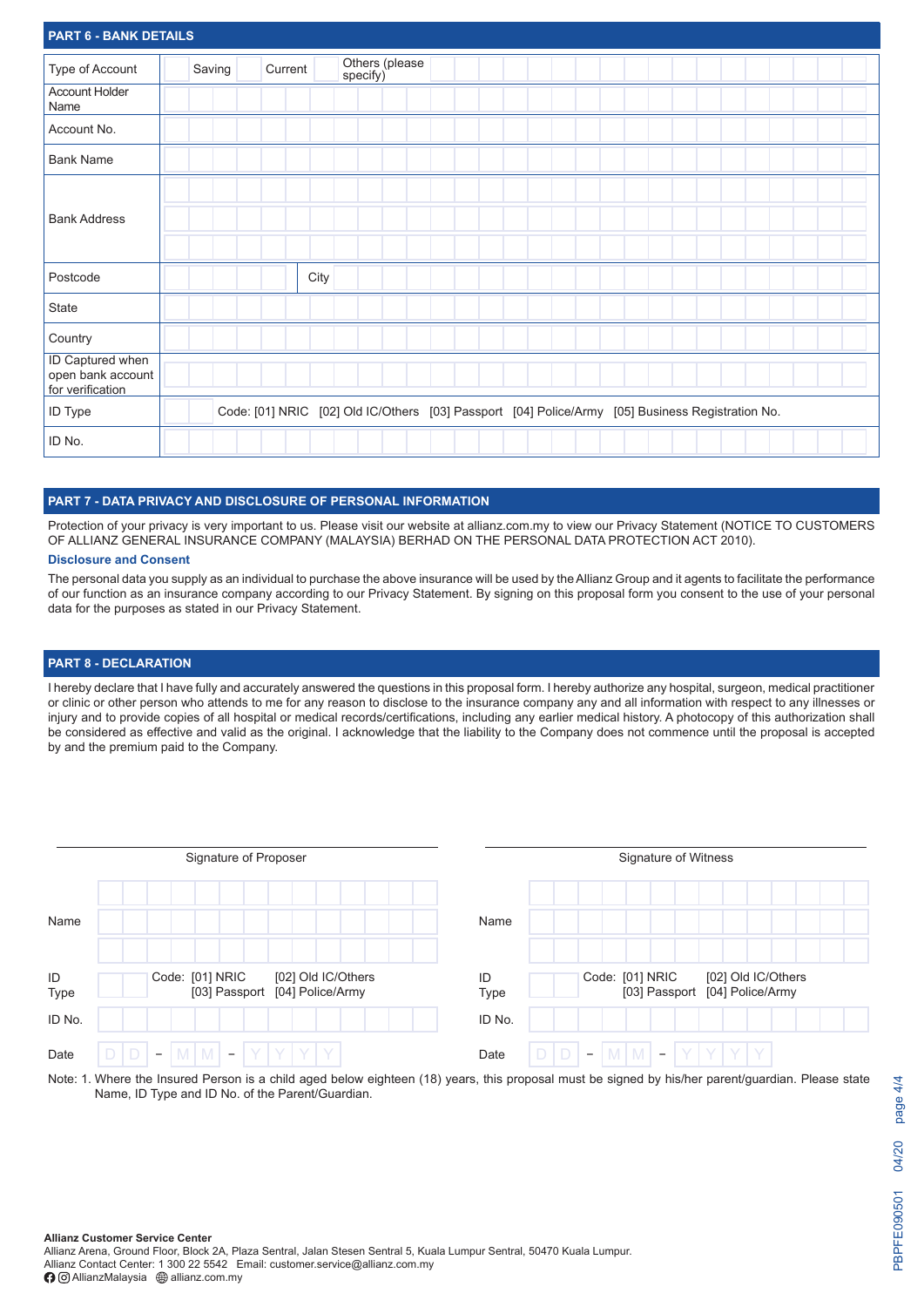## PART 6 - BANK DETAILS

| | |
|---|---|
| Type of Account | Saving  Current  Others (please specify) |
| Account Holder Name | |
| Account No. | |
| Bank Name | |
| Bank Address | |
| Postcode | City |
| State | |
| Country | |
| ID Captured when open bank account for verification | |
| ID Type | Code: [01] NRIC [02] Old IC/Others [03] Passport [04] Police/Army [05] Business Registration No. |
| ID No. | |

## PART 7 - DATA PRIVACY AND DISCLOSURE OF PERSONAL INFORMATION

Protection of your privacy is very important to us. Please visit our website at allianz.com.my to view our Privacy Statement (NOTICE TO CUSTOMERS OF ALLIANZ GENERAL INSURANCE COMPANY (MALAYSIA) BERHAD ON THE PERSONAL DATA PROTECTION ACT 2010).

**Disclosure and Consent**

The personal data you supply as an individual to purchase the above insurance will be used by the Allianz Group and it agents to facilitate the performance of our function as an insurance company according to our Privacy Statement. By signing on this proposal form you consent to the use of your personal data for the purposes as stated in our Privacy Statement.

## PART 8 - DECLARATION

I hereby declare that I have fully and accurately answered the questions in this proposal form. I hereby authorize any hospital, surgeon, medical practitioner or clinic or other person who attends to me for any reason to disclose to the insurance company any and all information with respect to any illnesses or injury and to provide copies of all hospital or medical records/certifications, including any earlier medical history. A photocopy of this authorization shall be considered as effective and valid as the original. I acknowledge that the liability to the Company does not commence until the proposal is accepted by and the premium paid to the Company.

| Signature of Proposer | Signature of Witness |
|---|---|
| Name | Name |
| ID Type Code: [01] NRIC [02] Old IC/Others [03] Passport [04] Police/Army | ID Type Code: [01] NRIC [02] Old IC/Others [03] Passport [04] Police/Army |
| ID No. | ID No. |
| Date DD - MM - YYYY | Date DD - MM - YYYY |

Note: 1. Where the Insured Person is a child aged below eighteen (18) years, this proposal must be signed by his/her parent/guardian. Please state Name, ID Type and ID No. of the Parent/Guardian.

**Allianz Customer Service Center**
Allianz Arena, Ground Floor, Block 2A, Plaza Sentral, Jalan Stesen Sentral 5, Kuala Lumpur Sentral, 50470 Kuala Lumpur.
Allianz Contact Center: 1 300 22 5542 Email: customer.service@allianz.com.my
AllianzMalaysia allianz.com.my

PBPFE090501 04/20